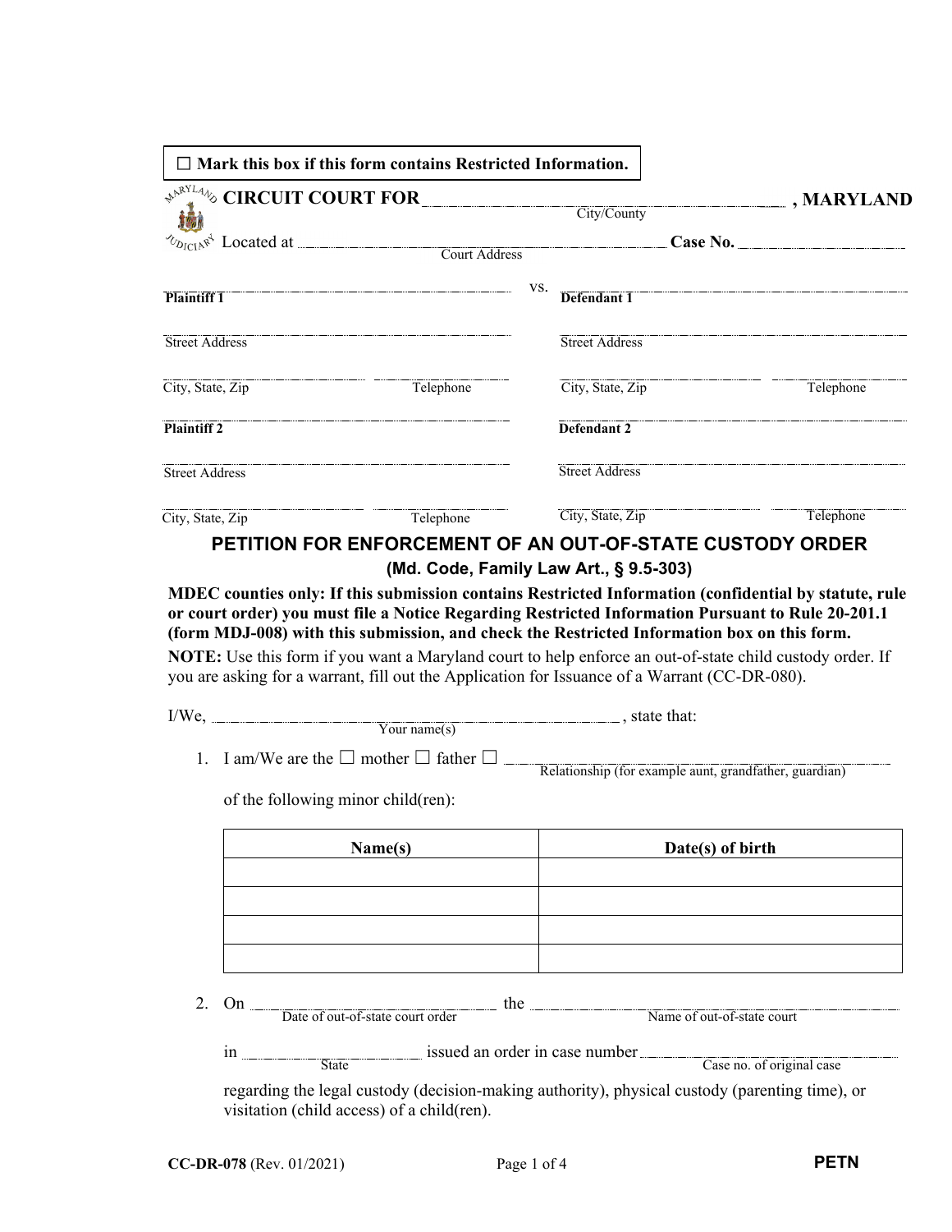☐ **Mark this box if this form contains Restricted Information.**

**CIRCUIT COURT FOR** ______________________ **, MARYLAND**
City/County

Located at ______________________ **Case No.** ______________
Court Address

| | vs. | |
|---|---|---|
| **Plaintiff 1** | | **Defendant 1** |
| Street Address | | Street Address |
| City, State, Zip — Telephone | | City, State, Zip — Telephone |
| **Plaintiff 2** | | **Defendant 2** |
| Street Address | | Street Address |
| City, State, Zip — Telephone | | City, State, Zip — Telephone |

## PETITION FOR ENFORCEMENT OF AN OUT-OF-STATE CUSTODY ORDER

### (Md. Code, Family Law Art., § 9.5-303)

**MDEC counties only: If this submission contains Restricted Information (confidential by statute, rule or court order) you must file a Notice Regarding Restricted Information Pursuant to Rule 20-201.1 (form MDJ-008) with this submission, and check the Restricted Information box on this form.**

**NOTE:** Use this form if you want a Maryland court to help enforce an out-of-state child custody order. If you are asking for a warrant, fill out the Application for Issuance of a Warrant (CC-DR-080).

I/We, ______________________ , state that:
Your name(s)

1. I am/We are the ☐ mother ☐ father ☐ ______________________
   Relationship (for example aunt, grandfather, guardian)

   of the following minor child(ren):

| Name(s) | Date(s) of birth |
|---|---|
| | |
| | |
| | |
| | |

2. On ______________ the ______________________
   Date of out-of-state court order — Name of out-of-state court

   in ______________ issued an order in case number ______________
   State — Case no. of original case

   regarding the legal custody (decision-making authority), physical custody (parenting time), or visitation (child access) of a child(ren).

CC-DR-078 (Rev. 01/2021) **PETN**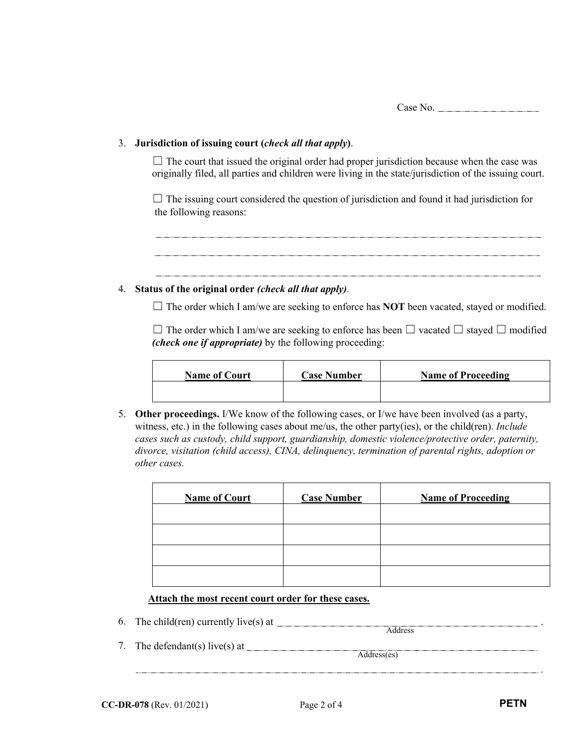Case No. ______________________

3. **Jurisdiction of issuing court (*check all that apply*)**.

   ☐ The court that issued the original order had proper jurisdiction because when the case was originally filed, all parties and children were living in the state/jurisdiction of the issuing court.

   ☐ The issuing court considered the question of jurisdiction and found it had jurisdiction for the following reasons:

   ________________________________________________________________________________

   ________________________________________________________________________________

   ________________________________________________________________________________

4. **Status of the original order** ***(check all that apply)***.

   ☐ The order which I am/we are seeking to enforce has **NOT** been vacated, stayed or modified.

   ☐ The order which I am/we are seeking to enforce has been ☐ vacated ☐ stayed ☐ modified ***(check one if appropriate)*** by the following proceeding:

| **Name of Court** | **Case Number** | **Name of Proceeding** |
|---|---|---|
| | | |

5. **Other proceedings.** I/We know of the following cases, or I/we have been involved (as a party, witness, etc.) in the following cases about me/us, the other party(ies), or the child(ren). *Include cases such as custody, child support, guardianship, domestic violence/protective order, paternity, divorce, visitation (child access), CINA, delinquency, termination of parental rights, adoption or other cases.*

| **Name of Court** | **Case Number** | **Name of Proceeding** |
|---|---|---|
| | | |
| | | |
| | | |
| | | |

**Attach the most recent court order for these cases.**

6. The child(ren) currently live(s) at ________________________________________________ .
   Address

7. The defendant(s) live(s) at ________________________________________________
   Address(es)

   ________________________________________________________________________________ .

CC-DR-078 (Rev. 01/2021) PETN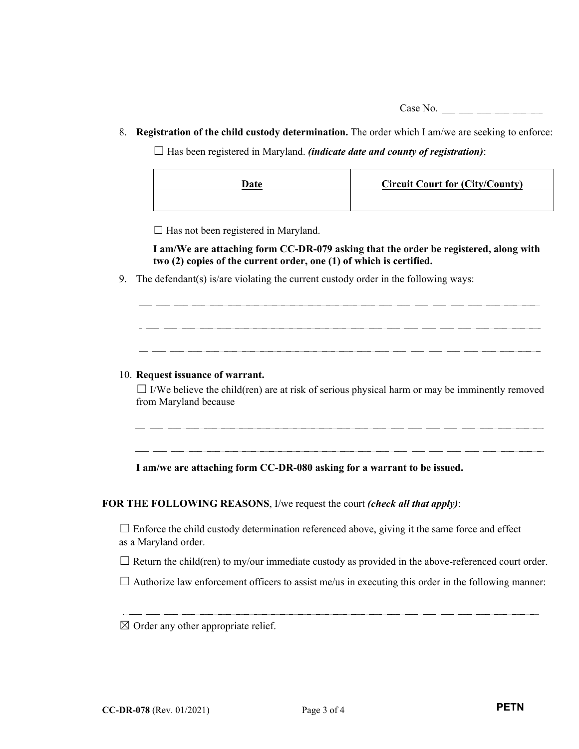Case No. ____________________

8. **Registration of the child custody determination.** The order which I am/we are seeking to enforce:

   ☐ Has been registered in Maryland. ***(indicate date and county of registration)***:

   | Date | Circuit Court for (City/County) |
   |---|---|
   | | |

   ☐ Has not been registered in Maryland.

   **I am/We are attaching form CC-DR-079 asking that the order be registered, along with two (2) copies of the current order, one (1) of which is certified.**

9. The defendant(s) is/are violating the current custody order in the following ways:

   ______________________________________________________________________

   ______________________________________________________________________

   ______________________________________________________________________

10. **Request issuance of warrant.**

    ☐ I/We believe the child(ren) are at risk of serious physical harm or may be imminently removed from Maryland because

    ______________________________________________________________________

    ______________________________________________________________________

    **I am/we are attaching form CC-DR-080 asking for a warrant to be issued.**

**FOR THE FOLLOWING REASONS**, I/we request the court ***(check all that apply)***:

☐ Enforce the child custody determination referenced above, giving it the same force and effect as a Maryland order.

☐ Return the child(ren) to my/our immediate custody as provided in the above-referenced court order.

☐ Authorize law enforcement officers to assist me/us in executing this order in the following manner:

______________________________________________________________________

☒ Order any other appropriate relief.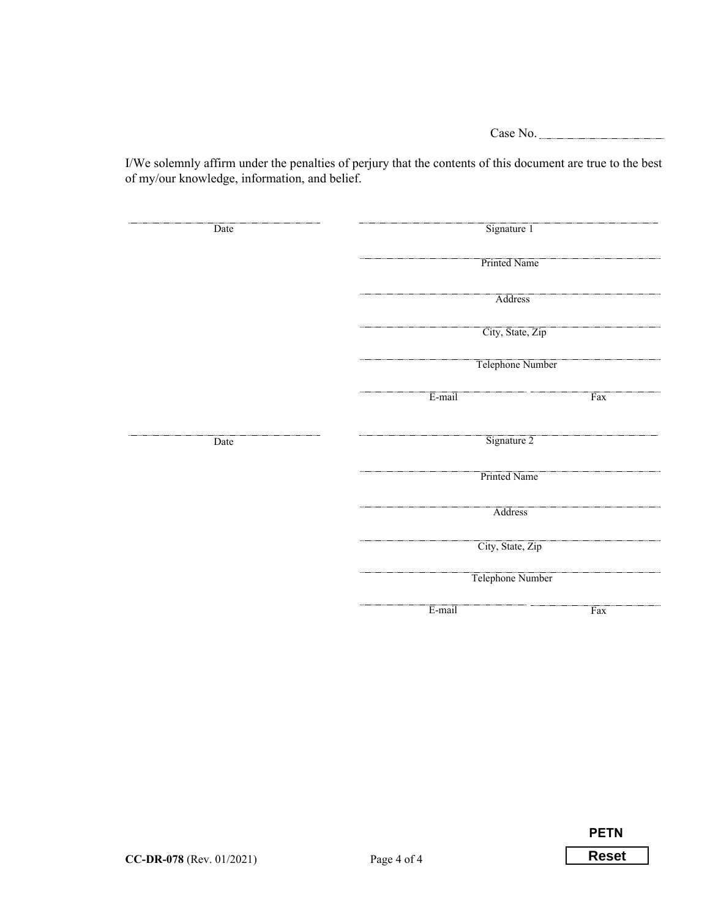Case No. ________________

I/We solemnly affirm under the penalties of perjury that the contents of this document are true to the best of my/our knowledge, information, and belief.

| | |
|---|---|
| ______________________ Date | ______________________ Signature 1 |
| | ______________________ Printed Name |
| | ______________________ Address |
| | ______________________ City, State, Zip |
| | ______________________ Telephone Number |
| | ______________ E-mail ______________ Fax |
| ______________________ Date | ______________________ Signature 2 |
| | ______________________ Printed Name |
| | ______________________ Address |
| | ______________________ City, State, Zip |
| | ______________________ Telephone Number |
| | ______________ E-mail ______________ Fax |

**CC-DR-078** (Rev. 01/2021)

**PETN**

**Reset**